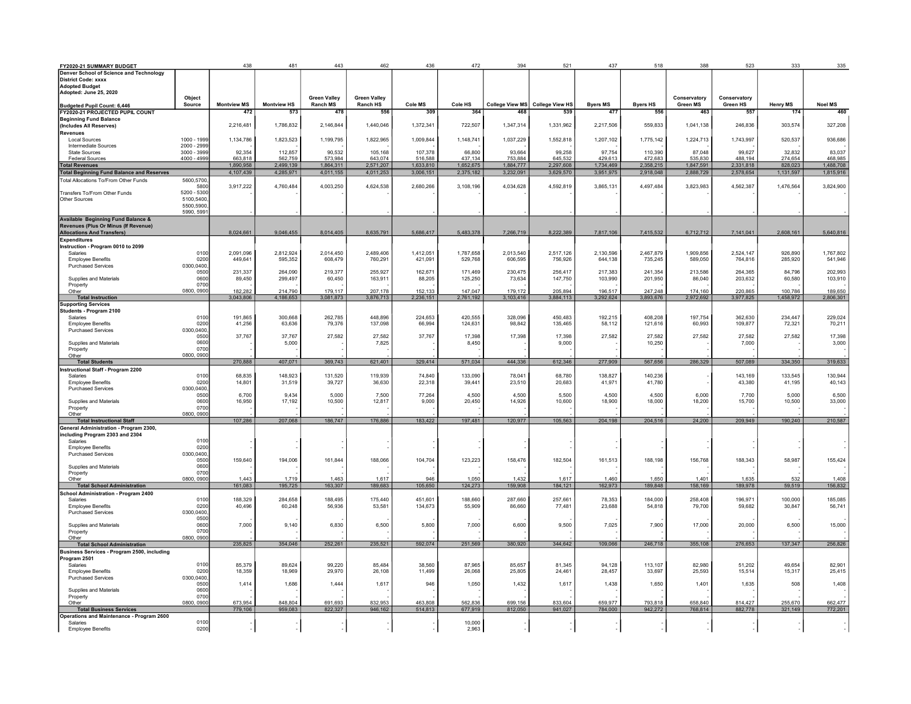| FY2020-21 SUMMARY BUDGET | | 438 | 481 | 443 | 462 | 436 | 472 | 394 | 521 | 437 | 518 | 388 | 523 | 333 | 335 |
|---|---|---|---|---|---|---|---|---|---|---|---|---|---|---|---|
| Denver School of Science and Technology<br>District Code: xxxx<br>Adopted Budget<br>Adopted: June 25, 2020<br>Budgeted Pupil Count: 6,446 | Object Source | Montview MS | Montview HS | Green Valley Ranch MS | Green Valley Ranch HS | Cole MS | Cole HS | College View MS | College View HS | Byers MS | Byers HS | Conservatory Green MS | Conservatory Green HS | Henry MS | Noel MS |
| **FY2020-21 PROJECTED PUPIL COUNT** | | 472 | 573 | 478 | 556 | 309 | 364 | 468 | 539 | 477 | 556 | 463 | 557 | 174 | 460 |
| **Beginning Fund Balance (Includes All Reserves)** | | 2,216,481 | 1,786,832 | 2,146,844 | 1,440,046 | 1,372,341 | 722,507 | 1,347,314 | 1,331,962 | 2,217,506 | 559,833 | 1,041,138 | 246,836 | 303,574 | 327,208 |
| **Revenues** | | | | | | | | | | | | | | | |
| Local Sources | 1000 - 1999 | 1,134,786 | 1,823,523 | 1,199,795 | 1,822,965 | 1,009,844 | 1,148,741 | 1,037,229 | 1,552,818 | 1,207,102 | 1,775,142 | 1,224,713 | 1,743,997 | 520,537 | 936,686 |
| Intermediate Sources | 2000 - 2999 | - | - | - | - | - | - | - | - | - | - | - | - | - | - |
| State Sources | 3000 - 3999 | 92,354 | 112,857 | 90,532 | 105,168 | 107,378 | 66,800 | 93,664 | 99,258 | 97,754 | 110,390 | 87,048 | 99,627 | 32,832 | 83,037 |
| Federal Sources | 4000 - 4999 | 663,818 | 562,759 | 573,984 | 643,074 | 516,588 | 437,134 | 753,884 | 645,532 | 429,613 | 472,683 | 535,830 | 488,194 | 274,654 | 468,985 |
| **Total Revenues** | | 1,890,958 | 2,499,139 | 1,864,311 | 2,571,207 | 1,633,810 | 1,652,675 | 1,884,777 | 2,297,608 | 1,734,469 | 2,358,215 | 1,847,591 | 2,331,818 | 828,023 | 1,488,708 |
| **Total Beginning Fund Balance and Reserves** | | 4,107,439 | 4,285,971 | 4,011,155 | 4,011,253 | 3,006,151 | 2,375,182 | 3,232,091 | 3,629,570 | 3,951,975 | 2,918,048 | 2,888,729 | 2,578,654 | 1,131,597 | 1,815,916 |
| Total Allocations To/From Other Funds | 5600,5700, 5800 | 3,917,222 | 4,760,484 | 4,003,250 | 4,624,538 | 2,680,266 | 3,108,196 | 4,034,628 | 4,592,819 | 3,865,131 | 4,497,484 | 3,823,983 | 4,562,387 | 1,476,564 | 3,824,900 |
| Transfers To/From Other Funds | 5200 - 5300 | - | - | - | - | - | - | - | - | - | - | - | - | - | - |
| Other Sources | 5100,5400, 5500,5900, 5990, 5991 | - | - | - | - | - | - | - | - | - | - | - | - | - | - |
| **Available Beginning Fund Balance & Revenues (Plus Or Minus (If Revenue) Allocations And Transfers)** | | 8,024,661 | 9,046,455 | 8,014,405 | 8,635,791 | 5,686,417 | 5,483,378 | 7,266,719 | 8,222,389 | 7,817,106 | 7,415,532 | 6,712,712 | 7,141,041 | 2,608,161 | 5,640,816 |
| **Expenditures** | | | | | | | | | | | | | | | |
| **Instruction - Program 0010 to 2099** | | | | | | | | | | | | | | | |
| Salaries | 0100 | 2,091,096 | 2,812,924 | 2,014,450 | 2,489,406 | 1,412,051 | 1,787,658 | 2,013,540 | 2,517,126 | 2,130,596 | 2,467,879 | 1,909,856 | 2,524,147 | 926,890 | 1,767,802 |
| Employee Benefits | 0200 | 449,641 | 595,352 | 608,479 | 760,291 | 421,091 | 529,768 | 606,595 | 756,926 | 644,138 | 735,245 | 589,050 | 764,816 | 285,920 | 541,946 |
| Purchased Services | 0300,0400, 0500 | 231,337 | 264,090 | 219,377 | 255,927 | 162,671 | 171,469 | 230,475 | 256,417 | 217,383 | 241,354 | 213,586 | 264,365 | 84,796 | 202,993 |
| Supplies and Materials | 0600 | 89,450 | 299,497 | 60,450 | 163,911 | 88,205 | 125,250 | 73,634 | 147,750 | 103,990 | 201,950 | 86,040 | 203,632 | 60,580 | 103,910 |
| Property | 0700 | - | - | - | - | - | - | - | - | - | - | - | - | - | - |
| Other | 0800, 0900 | 182,282 | 214,790 | 179,117 | 207,178 | 152,133 | 147,047 | 179,172 | 205,894 | 196,517 | 247,248 | 174,160 | 220,865 | 100,786 | 189,650 |
| **Total Instruction** | | 3,043,806 | 4,186,653 | 3,081,873 | 3,876,713 | 2,236,151 | 2,761,192 | 3,103,416 | 3,884,113 | 3,292,624 | 3,893,676 | 2,972,692 | 3,977,825 | 1,458,972 | 2,806,301 |
| **Supporting Services** | | | | | | | | | | | | | | | |
| **Students - Program 2100** | | | | | | | | | | | | | | | |
| Salaries | 0100 | 191,865 | 300,668 | 262,785 | 448,896 | 224,653 | 420,555 | 328,096 | 450,483 | 192,215 | 408,208 | 197,754 | 362,630 | 234,447 | 229,024 |
| Employee Benefits | 0200 | 41,256 | 63,636 | 79,376 | 137,098 | 66,994 | 124,631 | 98,842 | 135,465 | 58,112 | 121,616 | 60,993 | 109,877 | 72,321 | 70,211 |
| Purchased Services | 0300,0400, 0500 | 37,767 | 37,767 | 27,582 | 27,582 | 37,767 | 17,398 | 17,398 | 17,398 | 27,582 | 27,582 | 27,582 | 27,582 | 27,582 | 17,398 |
| Supplies and Materials | 0600 | - | 5,000 | - | 7,825 | - | 8,450 | - | 9,000 | - | 10,250 | - | 7,000 | - | 3,000 |
| Property | 0700 | - | - | - | - | - | - | - | - | - | - | - | - | - | - |
| Other | 0800, 0900 | - | - | - | - | - | - | - | - | - | - | - | - | - | - |
| **Total Students** | | 270,888 | 407,071 | 369,743 | 621,401 | 329,414 | 571,034 | 444,336 | 612,346 | 277,909 | 567,656 | 286,329 | 507,089 | 334,350 | 319,633 |
| **Instructional Staff - Program 2200** | | | | | | | | | | | | | | | |
| Salaries | 0100 | 68,835 | 148,923 | 131,520 | 119,939 | 74,840 | 133,090 | 78,041 | 68,780 | 138,827 | 140,236 | - | 143,169 | 133,545 | 130,944 |
| Employee Benefits | 0200 | 14,801 | 31,519 | 39,727 | 36,630 | 22,318 | 39,441 | 23,510 | 20,683 | 41,971 | 41,780 | - | 43,380 | 41,195 | 40,143 |
| Purchased Services | 0300,0400, 0500 | 6,700 | 9,434 | 5,000 | 7,500 | 77,264 | 4,500 | 4,500 | 5,500 | 4,500 | 4,500 | 6,000 | 7,700 | 5,000 | 6,500 |
| Supplies and Materials | 0600 | 16,950 | 17,192 | 10,500 | 12,817 | 9,000 | 20,450 | 14,926 | 10,600 | 18,900 | 18,000 | 18,200 | 15,700 | 10,500 | 33,000 |
| Property | 0700 | - | - | - | - | - | - | - | - | - | - | - | - | - | - |
| Other | 0800, 0900 | - | - | - | - | - | - | - | - | - | - | - | - | - | - |
| **Total Instructional Staff** | | 107,286 | 207,068 | 186,747 | 176,886 | 183,422 | 197,481 | 120,977 | 105,563 | 204,198 | 204,516 | 24,200 | 209,949 | 190,240 | 210,587 |
| **General Administration - Program 2300, including Program 2303 and 2304** | | | | | | | | | | | | | | | |
| Salaries | 0100 | - | - | - | - | - | - | - | - | - | - | - | - | - | - |
| Employee Benefits | 0200 | - | - | - | - | - | - | - | - | - | - | - | - | - | - |
| Purchased Services | 0300,0400, 0500 | 159,640 | 194,006 | 161,844 | 188,066 | 104,704 | 123,223 | 158,476 | 182,504 | 161,513 | 188,198 | 156,768 | 188,343 | 58,987 | 155,424 |
| Supplies and Materials | 0600 | - | - | - | - | - | - | - | - | - | - | - | - | - | - |
| Property | 0700 | - | - | - | - | - | - | - | - | - | - | - | - | - | - |
| Other | 0800, 0900 | 1,443 | 1,719 | 1,463 | 1,617 | 946 | 1,050 | 1,432 | 1,617 | 1,460 | 1,650 | 1,401 | 1,635 | 532 | 1,408 |
| **Total School Administration** | | 161,083 | 195,725 | 163,307 | 189,683 | 105,650 | 124,273 | 159,908 | 184,121 | 162,973 | 189,848 | 158,169 | 189,978 | 59,519 | 156,832 |
| **School Administration - Program 2400** | | | | | | | | | | | | | | | |
| Salaries | 0100 | 188,329 | 284,658 | 188,495 | 175,440 | 451,601 | 188,660 | 287,660 | 257,661 | 78,353 | 184,000 | 258,408 | 196,971 | 100,000 | 185,085 |
| Employee Benefits | 0200 | 40,496 | 60,248 | 56,936 | 53,581 | 134,673 | 55,909 | 86,660 | 77,481 | 23,688 | 54,818 | 79,700 | 59,682 | 30,847 | 56,741 |
| Purchased Services | 0300,0400, 0500 | - | - | - | - | - | - | - | - | - | - | - | - | - | - |
| Supplies and Materials | 0600 | 7,000 | 9,140 | 6,830 | 6,500 | 5,800 | 7,000 | 6,600 | 9,500 | 7,025 | 7,900 | 17,000 | 20,000 | 6,500 | 15,000 |
| Property | 0700 | - | - | - | - | - | - | - | - | - | - | - | - | - | - |
| Other | 0800, 0900 | - | - | - | - | - | - | - | - | - | - | - | - | - | - |
| **Total School Administration** | | 235,825 | 354,046 | 252,261 | 235,521 | 592,074 | 251,569 | 380,920 | 344,642 | 109,066 | 246,718 | 355,108 | 276,653 | 137,347 | 256,826 |
| **Business Services - Program 2500, including Program 2501** | | | | | | | | | | | | | | | |
| Salaries | 0100 | 85,379 | 89,624 | 99,220 | 85,484 | 38,560 | 87,965 | 85,657 | 81,345 | 94,128 | 113,107 | 82,980 | 51,202 | 49,654 | 82,901 |
| Employee Benefits | 0200 | 18,359 | 18,969 | 29,970 | 26,108 | 11,499 | 26,068 | 25,805 | 24,461 | 28,457 | 33,697 | 25,593 | 15,514 | 15,317 | 25,415 |
| Purchased Services | 0300,0400, 0500 | 1,414 | 1,686 | 1,444 | 1,617 | 946 | 1,050 | 1,432 | 1,617 | 1,438 | 1,650 | 1,401 | 1,635 | 508 | 1,408 |
| Supplies and Materials | 0600 | - | - | - | - | - | - | - | - | - | - | - | - | - | - |
| Property | 0700 | - | - | - | - | - | - | - | - | - | - | - | - | - | - |
| Other | 0800, 0900 | 673,954 | 848,804 | 691,693 | 832,953 | 463,808 | 562,836 | 699,156 | 833,604 | 659,977 | 793,818 | 658,840 | 814,427 | 255,670 | 662,477 |
| **Total Business Services** | | 779,106 | 959,083 | 822,327 | 946,162 | 514,813 | 677,919 | 812,050 | 941,027 | 784,000 | 942,272 | 768,814 | 882,778 | 321,149 | 772,201 |
| **Operations and Maintenance - Program 2600** | | | | | | | | | | | | | | | |
| Salaries | 0100 | - | - | - | - | - | 10,000 | - | - | - | - | - | - | - | - |
| Employee Benefits | 0200 | - | - | - | - | - | 2,963 | - | - | - | - | - | - | - | - |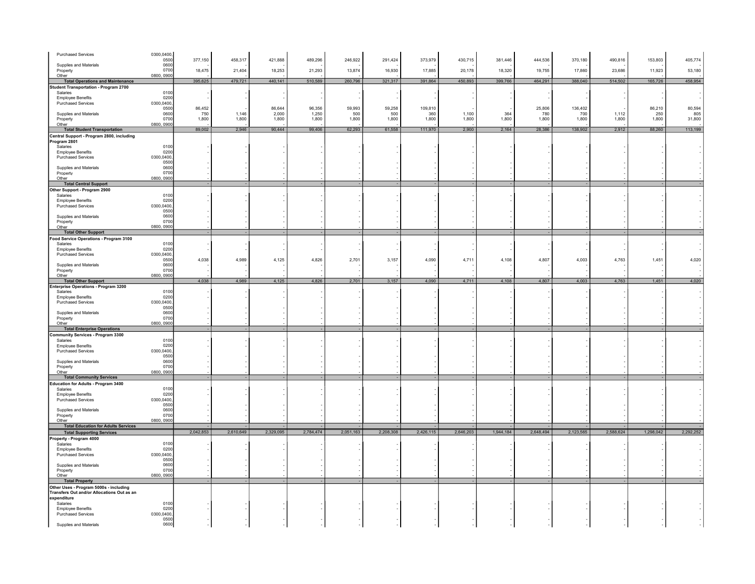| | | | | | | | | | | | | | | | |
|---|---|---|---|---|---|---|---|---|---|---|---|---|---|---|---|
| Purchased Services | 0300,0400, 0500 | 377,150 | 458,317 | 421,888 | 489,296 | 246,922 | 291,424 | 373,979 | 430,715 | 381,446 | 444,536 | 370,180 | 490,816 | 153,803 | 405,774 |
| Supplies and Materials | 0600 | - | - | - | - | - | - | - | - | - | - | - | - | - | - |
| Property | 0700 | 18,475 | 21,404 | 18,253 | 21,293 | 13,874 | 16,930 | 17,885 | 20,178 | 18,320 | 19,755 | 17,860 | 23,686 | 11,923 | 53,180 |
| Other | 0800, 0900 | - | - | - | - | - | - | - | - | - | - | - | - | - | - |
| **Total Operations and Maintenance** | | 395,625 | 479,721 | 440,141 | 510,589 | 260,796 | 321,317 | 391,864 | 450,893 | 399,766 | 464,291 | 388,040 | 514,502 | 165,726 | 458,954 |
| **Student Transportation - Program 2700** | | | | | | | | | | | | | | | |
| Salaries | 0100 | - | - | - | - | - | - | - | - | - | - | - | - | - | - |
| Employee Benefits | 0200 | - | - | - | - | - | - | - | - | - | - | - | - | - | - |
| Purchased Services | 0300,0400, 0500 | 86,452 | - | 86,644 | 96,356 | 59,993 | 59,258 | 109,810 | - | - | 25,806 | 136,402 | - | 86,210 | 80,594 |
| Supplies and Materials | 0600 | 750 | 1,146 | 2,000 | 1,250 | 500 | 500 | 360 | 1,100 | 364 | 780 | 700 | 1,112 | 250 | 805 |
| Property | 0700 | 1,800 | 1,800 | 1,800 | 1,800 | 1,800 | 1,800 | 1,800 | 1,800 | 1,800 | 1,800 | 1,800 | 1,800 | 1,800 | 31,800 |
| Other | 0800, 0900 | - | - | - | - | - | - | - | - | - | - | - | - | - | - |
| **Total Student Transportation** | | 89,002 | 2,946 | 90,444 | 99,406 | 62,293 | 61,558 | 111,970 | 2,900 | 2,164 | 28,386 | 138,902 | 2,912 | 88,260 | 113,199 |
| **Central Support - Program 2800, including Program 2801** | | | | | | | | | | | | | | | |
| Salaries | 0100 | - | - | - | - | - | - | - | - | - | - | - | - | - | - |
| Employee Benefits | 0200 | - | - | - | - | - | - | - | - | - | - | - | - | - | - |
| Purchased Services | 0300,0400, 0500 | - | - | - | - | - | - | - | - | - | - | - | - | - | - |
| Supplies and Materials | 0600 | - | - | - | - | - | - | - | - | - | - | - | - | - | - |
| Property | 0700 | - | - | - | - | - | - | - | - | - | - | - | - | - | - |
| Other | 0800, 0900 | - | - | - | - | - | - | - | - | - | - | - | - | - | - |
| **Total Central Support** | | - | - | - | - | - | - | - | - | - | - | - | - | - | - |
| **Other Support - Program 2900** | | | | | | | | | | | | | | | |
| Salaries | 0100 | - | - | - | - | - | - | - | - | - | - | - | - | - | - |
| Employee Benefits | 0200 | - | - | - | - | - | - | - | - | - | - | - | - | - | - |
| Purchased Services | 0300,0400, 0500 | - | - | - | - | - | - | - | - | - | - | - | - | - | - |
| Supplies and Materials | 0600 | - | - | - | - | - | - | - | - | - | - | - | - | - | - |
| Property | 0700 | - | - | - | - | - | - | - | - | - | - | - | - | - | - |
| Other | 0800, 0900 | - | - | - | - | - | - | - | - | - | - | - | - | - | - |
| **Total Other Support** | | - | - | - | - | - | - | - | - | - | - | - | - | - | - |
| **Food Service Operations - Program 3100** | | | | | | | | | | | | | | | |
| Salaries | 0100 | - | - | - | - | - | - | - | - | - | - | - | - | - | - |
| Employee Benefits | 0200 | - | - | - | - | - | - | - | - | - | - | - | - | - | - |
| Purchased Services | 0300,0400, 0500 | 4,038 | 4,989 | 4,125 | 4,826 | 2,701 | 3,157 | 4,090 | 4,711 | 4,108 | 4,807 | 4,003 | 4,763 | 1,451 | 4,020 |
| Supplies and Materials | 0600 | - | - | - | - | - | - | - | - | - | - | - | - | - | - |
| Property | 0700 | - | - | - | - | - | - | - | - | - | - | - | - | - | - |
| Other | 0800, 0900 | - | - | - | - | - | - | - | - | - | - | - | - | - | - |
| **Total Other Support** | | 4,038 | 4,989 | 4,125 | 4,826 | 2,701 | 3,157 | 4,090 | 4,711 | 4,108 | 4,807 | 4,003 | 4,763 | 1,451 | 4,020 |
| **Enterprise Operations - Program 3200** | | | | | | | | | | | | | | | |
| Salaries | 0100 | - | - | - | - | - | - | - | - | - | - | - | - | - | - |
| Employee Benefits | 0200 | - | - | - | - | - | - | - | - | - | - | - | - | - | - |
| Purchased Services | 0300,0400, 0500 | - | - | - | - | - | - | - | - | - | - | - | - | - | - |
| Supplies and Materials | 0600 | - | - | - | - | - | - | - | - | - | - | - | - | - | - |
| Property | 0700 | - | - | - | - | - | - | - | - | - | - | - | - | - | - |
| Other | 0800, 0900 | - | - | - | - | - | - | - | - | - | - | - | - | - | - |
| **Total Enterprise Operations** | | - | - | - | - | - | - | - | - | - | - | - | - | - | - |
| **Community Services - Program 3300** | | | | | | | | | | | | | | | |
| Salaries | 0100 | - | - | - | - | - | - | - | - | - | - | - | - | - | - |
| Employee Benefits | 0200 | - | - | - | - | - | - | - | - | - | - | - | - | - | - |
| Purchased Services | 0300,0400, 0500 | - | - | - | - | - | - | - | - | - | - | - | - | - | - |
| Supplies and Materials | 0600 | - | - | - | - | - | - | - | - | - | - | - | - | - | - |
| Property | 0700 | - | - | - | - | - | - | - | - | - | - | - | - | - | - |
| Other | 0800, 0900 | - | - | - | - | - | - | - | - | - | - | - | - | - | - |
| **Total Community Services** | | - | - | - | - | - | - | - | - | - | - | - | - | - | - |
| **Education for Adults - Program 3400** | | | | | | | | | | | | | | | |
| Salaries | 0100 | - | - | - | - | - | - | - | - | - | - | - | - | - | - |
| Employee Benefits | 0200 | - | - | - | - | - | - | - | - | - | - | - | - | - | - |
| Purchased Services | 0300,0400, 0500 | - | - | - | - | - | - | - | - | - | - | - | - | - | - |
| Supplies and Materials | 0600 | - | - | - | - | - | - | - | - | - | - | - | - | - | - |
| Property | 0700 | - | - | - | - | - | - | - | - | - | - | - | - | - | - |
| Other | 0800, 0900 | - | - | - | - | - | - | - | - | - | - | - | - | - | - |
| **Total Education for Adults Services** | | - | - | - | - | - | - | - | - | - | - | - | - | - | - |
| **Total Supporting Services** | | 2,042,853 | 2,610,649 | 2,329,095 | 2,784,474 | 2,051,163 | 2,208,308 | 2,426,115 | 2,646,203 | 1,944,184 | 2,648,494 | 2,123,565 | 2,588,624 | 1,298,042 | 2,292,252 |
| **Property - Program 4000** | | | | | | | | | | | | | | | |
| Salaries | 0100 | - | - | - | - | - | - | - | - | - | - | - | - | - | - |
| Employee Benefits | 0200 | - | - | - | - | - | - | - | - | - | - | - | - | - | - |
| Purchased Services | 0300,0400, 0500 | - | - | - | - | - | - | - | - | - | - | - | - | - | - |
| Supplies and Materials | 0600 | - | - | - | - | - | - | - | - | - | - | - | - | - | - |
| Property | 0700 | - | - | - | - | - | - | - | - | - | - | - | - | - | - |
| Other | 0800, 0900 | - | - | - | - | - | - | - | - | - | - | - | - | - | - |
| **Total Property** | | - | - | - | - | - | - | - | - | - | - | - | - | - | - |
| **Other Uses - Program 5000s - including Transfers Out and/or Allocations Out as an expenditure** | | | | | | | | | | | | | | | |
| Salaries | 0100 | - | - | - | - | - | - | - | - | - | - | - | - | - | - |
| Employee Benefits | 0200 | - | - | - | - | - | - | - | - | - | - | - | - | - | - |
| Purchased Services | 0300,0400, 0500 | - | - | - | - | - | - | - | - | - | - | - | - | - | - |
| Supplies and Materials | 0600 | - | - | - | - | - | - | - | - | - | - | - | - | - | - |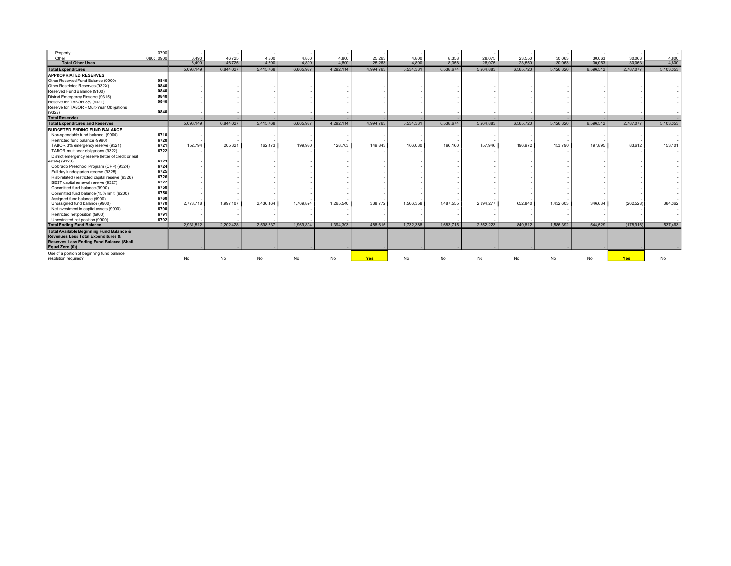| | | | | | | | | | | | | | | | |
|---|---|---|---|---|---|---|---|---|---|---|---|---|---|---|---|
| Property | 0700 | - | - | - | - | - | - | - | - | - | - | - | - | - | - |
| Other | 0800, 0900 | 6,490 | 46,725 | 4,800 | 4,800 | 4,800 | 25,263 | 4,800 | 8,358 | 28,075 | 23,550 | 30,063 | 30,063 | 30,063 | 4,800 |
| **Total Other Uses** | | 6,490 | 46,725 | 4,800 | 4,800 | 4,800 | 25,263 | 4,800 | 8,358 | 28,075 | 23,550 | 30,063 | 30,063 | 30,063 | 4,800 |
| **Total Expenditures** | | 5,093,149 | 6,844,027 | 5,415,768 | 6,665,987 | 4,292,114 | 4,994,763 | 5,534,331 | 6,538,674 | 5,264,883 | 6,565,720 | 5,126,320 | 6,596,512 | 2,787,077 | 5,103,353 |
| **APPROPRIATED RESERVES** | | | | | | | | | | | | | | | |
| Other Reserved Fund Balance (9900) | 0840 | - | - | - | - | - | - | - | - | - | - | - | - | - | - |
| Other Restricted Reserves (932X) | 0840 | - | - | - | - | - | - | - | - | - | - | - | - | - | - |
| Reserved Fund Balance (9100) | 0840 | - | - | - | - | - | - | - | - | - | - | - | - | - | - |
| District Emergency Reserve (9315) | 0840 | - | - | - | - | - | - | - | - | - | - | - | - | - | - |
| Reserve for TABOR 3% (9321) | 0840 | - | - | - | - | - | - | - | - | - | - | - | - | - | - |
| Reserve for TABOR - Multi-Year Obligations (9322) | 0840 | - | - | - | - | - | - | - | - | - | - | - | - | - | - |
| **Total Reserves** | | - | - | - | - | - | - | - | - | - | - | - | - | - | - |
| **Total Expenditures and Reserves** | | 5,093,149 | 6,844,027 | 5,415,768 | 6,665,987 | 4,292,114 | 4,994,763 | 5,534,331 | 6,538,674 | 5,264,883 | 6,565,720 | 5,126,320 | 6,596,512 | 2,787,077 | 5,103,353 |
| **BUDGETED ENDING FUND BALANCE** | | | | | | | | | | | | | | | |
| Non-spendable fund balance (9900) | 6710 | - | - | - | - | - | - | - | - | - | - | - | - | - | - |
| Restricted fund balance (9990) | 6720 | - | - | - | - | - | - | - | - | - | - | - | - | - | - |
| TABOR 3% emergency reserve (9321) | 6721 | 152,794 | 205,321 | 162,473 | 199,980 | 128,763 | 149,843 | 166,030 | 196,160 | 157,946 | 196,972 | 153,790 | 197,895 | 83,612 | 153,101 |
| TABOR multi year obligations (9322) | 6722 | - | - | - | - | - | - | - | - | - | - | - | - | - | - |
| District emergency reserve (letter of credit or real estate) (9323) | 6723 | - | - | - | - | - | - | - | - | - | - | - | - | - | - |
| Colorado Preschool Program (CPP) (9324) | 6724 | - | - | - | - | - | - | - | - | - | - | - | - | - | - |
| Full day kindergarten reserve (9325) | 6725 | - | - | - | - | - | - | - | - | - | - | - | - | - | - |
| Risk-related / restricted capital reserve (9326) | 6726 | - | - | - | - | - | - | - | - | - | - | - | - | - | - |
| BEST capital renewal reserve (9327) | 6727 | - | - | - | - | - | - | - | - | - | - | - | - | - | - |
| Committed fund balance (9900) | 6750 | - | - | - | - | - | - | - | - | - | - | - | - | - | - |
| Committed fund balance (15% limit) (9200) | 6750 | - | - | - | - | - | - | - | - | - | - | - | - | - | - |
| Assigned fund balance (9900) | 6760 | - | - | - | - | - | - | - | - | - | - | - | - | - | - |
| Unassigned fund balance (9900) | 6770 | 2,778,718 | 1,997,107 | 2,436,164 | 1,769,824 | 1,265,540 | 338,772 | 1,566,358 | 1,487,555 | 2,394,277 | 652,840 | 1,432,603 | 346,634 | (262,528) | 384,362 |
| Net investment in capital assets (9900) | 6790 | - | - | - | - | - | - | - | - | - | - | - | - | - | - |
| Restricted net position (9900) | 6791 | - | - | - | - | - | - | - | - | - | - | - | - | - | - |
| Unrestricted net position (9900) | 6792 | - | - | - | - | - | - | - | - | - | - | - | - | - | - |
| **Total Ending Fund Balance** | | 2,931,512 | 2,202,428 | 2,598,637 | 1,969,804 | 1,394,303 | 488,615 | 1,732,388 | 1,683,715 | 2,552,223 | 849,812 | 1,586,392 | 544,529 | (178,916) | 537,463 |
| **Total Available Beginning Fund Balance & Revenues Less Total Expenditures & Reserves Less Ending Fund Balance (Shall Equal Zero (0))** | | - | - | - | - | - | - | - | - | - | - | - | - | - | - |
| Use of a portion of beginning fund balance resolution required? | | No | No | No | No | No | Yes | No | No | No | No | No | No | Yes | No |